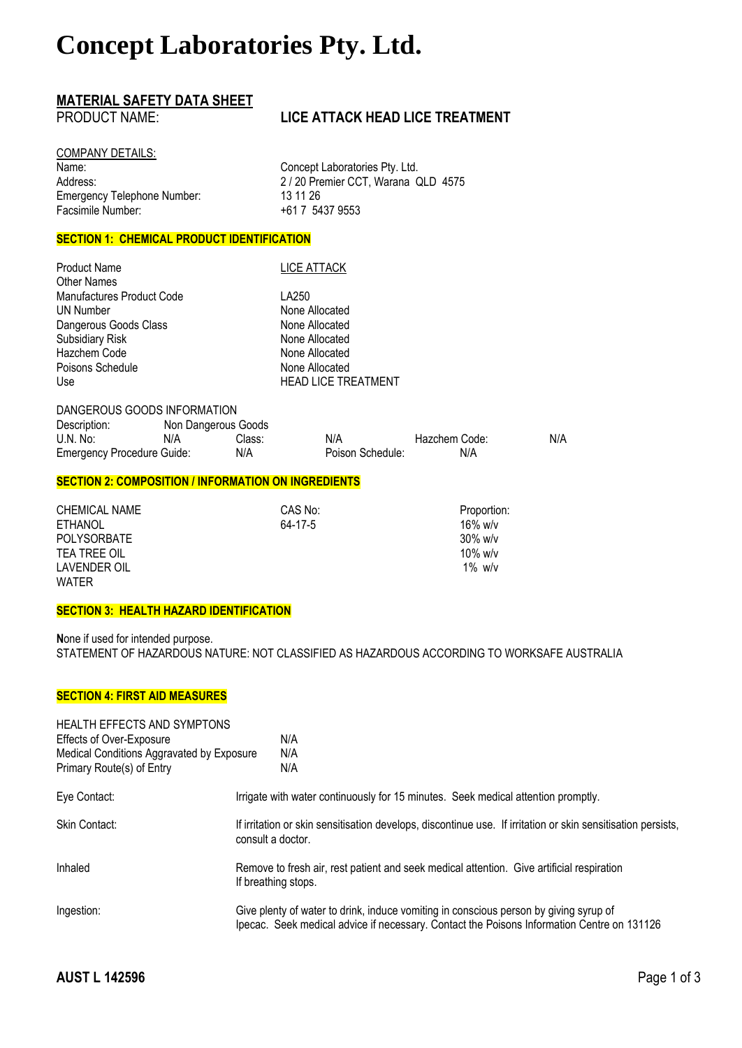# Concept Laboratories Pty. Ltd.

## MATERIAL SAFETY DATA SHEET

**PRODUCT NAME:** **LICE ATTACK HEAD LICE TREATMENT**

COMPANY DETAILS:

| | |
|---|---|
| Name: | Concept Laboratories Pty. Ltd. |
| Address: | 2 / 20 Premier CCT, Warana QLD 4575 |
| Emergency Telephone Number: | 13 11 26 |
| Facsimile Number: | +61 7 5437 9553 |

### SECTION 1: CHEMICAL PRODUCT IDENTIFICATION

| | |
|---|---|
| Product Name | LICE ATTACK |
| Other Names | |
| Manufactures Product Code | LA250 |
| UN Number | None Allocated |
| Dangerous Goods Class | None Allocated |
| Subsidiary Risk | None Allocated |
| Hazchem Code | None Allocated |
| Poisons Schedule | None Allocated |
| Use | HEAD LICE TREATMENT |

DANGEROUS GOODS INFORMATION

| | | | | | |
|---|---|---|---|---|---|
| Description: | Non Dangerous Goods | | | | |
| U.N. No: | N/A | Class: | N/A | Hazchem Code: | N/A |
| Emergency Procedure Guide: | N/A | Poison Schedule: | N/A | | |

### SECTION 2: COMPOSITION / INFORMATION ON INGREDIENTS

| CHEMICAL NAME | CAS No: | Proportion: |
|---|---|---|
| ETHANOL | 64-17-5 | 16% w/v |
| POLYSORBATE | | 30% w/v |
| TEA TREE OIL | | 10% w/v |
| LAVENDER OIL | | 1% w/v |
| WATER | | |

### SECTION 3: HEALTH HAZARD IDENTIFICATION

**N**one if used for intended purpose.
STATEMENT OF HAZARDOUS NATURE: NOT CLASSIFIED AS HAZARDOUS ACCORDING TO WORKSAFE AUSTRALIA

### SECTION 4: FIRST AID MEASURES

HEALTH EFFECTS AND SYMPTONS

| | |
|---|---|
| Effects of Over-Exposure | N/A |
| Medical Conditions Aggravated by Exposure | N/A |
| Primary Route(s) of Entry | N/A |

| | |
|---|---|
| Eye Contact: | Irrigate with water continuously for 15 minutes. Seek medical attention promptly. |
| Skin Contact: | If irritation or skin sensitisation develops, discontinue use. If irritation or skin sensitisation persists, consult a doctor. |
| Inhaled | Remove to fresh air, rest patient and seek medical attention. Give artificial respiration If breathing stops. |
| Ingestion: | Give plenty of water to drink, induce vomiting in conscious person by giving syrup of Ipecac. Seek medical advice if necessary. Contact the Poisons Information Centre on 131126 |

**AUST L 142596**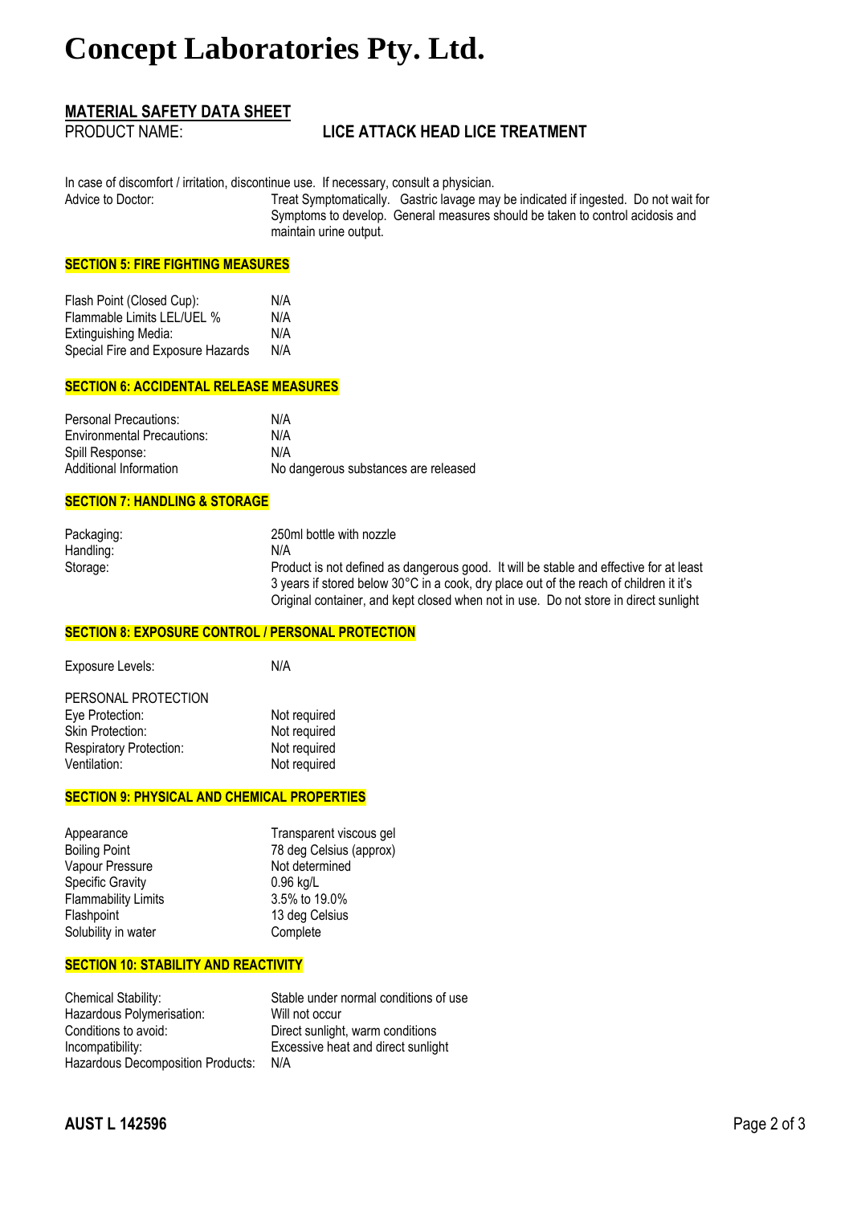# Concept Laboratories Pty. Ltd.

**MATERIAL SAFETY DATA SHEET**

PRODUCT NAME: **LICE ATTACK HEAD LICE TREATMENT**

In case of discomfort / irritation, discontinue use. If necessary, consult a physician.

| | |
|---|---|
| Advice to Doctor: | Treat Symptomatically. Gastric lavage may be indicated if ingested. Do not wait for Symptoms to develop. General measures should be taken to control acidosis and maintain urine output. |

## SECTION 5: FIRE FIGHTING MEASURES

| | |
|---|---|
| Flash Point (Closed Cup): | N/A |
| Flammable Limits LEL/UEL % | N/A |
| Extinguishing Media: | N/A |
| Special Fire and Exposure Hazards | N/A |

## SECTION 6: ACCIDENTAL RELEASE MEASURES

| | |
|---|---|
| Personal Precautions: | N/A |
| Environmental Precautions: | N/A |
| Spill Response: | N/A |
| Additional Information | No dangerous substances are released |

## SECTION 7: HANDLING & STORAGE

| | |
|---|---|
| Packaging: | 250ml bottle with nozzle |
| Handling: | N/A |
| Storage: | Product is not defined as dangerous good. It will be stable and effective for at least 3 years if stored below 30°C in a cook, dry place out of the reach of children it it's Original container, and kept closed when not in use. Do not store in direct sunlight |

## SECTION 8: EXPOSURE CONTROL / PERSONAL PROTECTION

| | |
|---|---|
| Exposure Levels: | N/A |

PERSONAL PROTECTION

| | |
|---|---|
| Eye Protection: | Not required |
| Skin Protection: | Not required |
| Respiratory Protection: | Not required |
| Ventilation: | Not required |

## SECTION 9: PHYSICAL AND CHEMICAL PROPERTIES

| | |
|---|---|
| Appearance | Transparent viscous gel |
| Boiling Point | 78 deg Celsius (approx) |
| Vapour Pressure | Not determined |
| Specific Gravity | 0.96 kg/L |
| Flammability Limits | 3.5% to 19.0% |
| Flashpoint | 13 deg Celsius |
| Solubility in water | Complete |

## SECTION 10: STABILITY AND REACTIVITY

| | |
|---|---|
| Chemical Stability: | Stable under normal conditions of use |
| Hazardous Polymerisation: | Will not occur |
| Conditions to avoid: | Direct sunlight, warm conditions |
| Incompatibility: | Excessive heat and direct sunlight |
| Hazardous Decomposition Products: | N/A |

**AUST L 142596**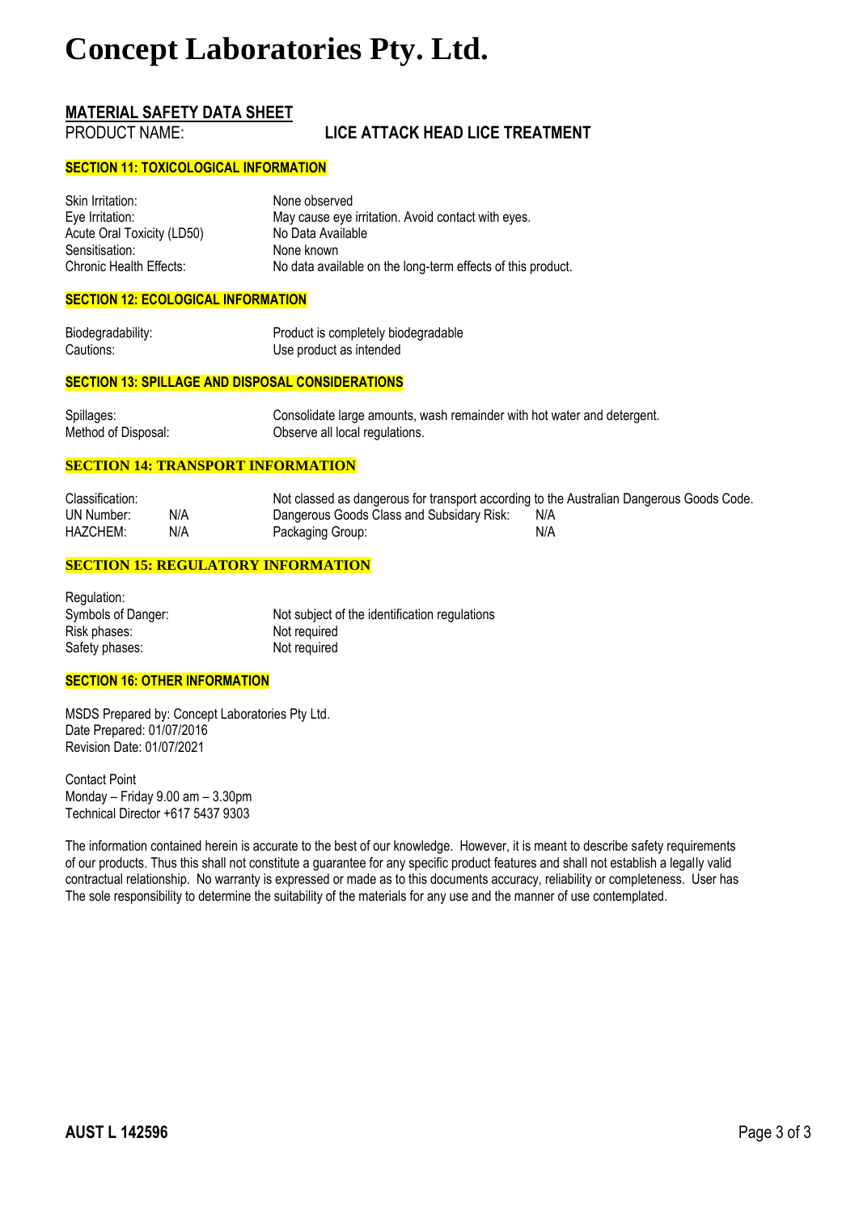# Concept Laboratories Pty. Ltd.

## MATERIAL SAFETY DATA SHEET

PRODUCT NAME: **LICE ATTACK HEAD LICE TREATMENT**

### SECTION 11: TOXICOLOGICAL INFORMATION

| | |
|---|---|
| Skin Irritation: | None observed |
| Eye Irritation: | May cause eye irritation. Avoid contact with eyes. |
| Acute Oral Toxicity (LD50) | No Data Available |
| Sensitisation: | None known |
| Chronic Health Effects: | No data available on the long-term effects of this product. |

### SECTION 12: ECOLOGICAL INFORMATION

| | |
|---|---|
| Biodegradability: | Product is completely biodegradable |
| Cautions: | Use product as intended |

### SECTION 13: SPILLAGE AND DISPOSAL CONSIDERATIONS

| | |
|---|---|
| Spillages: | Consolidate large amounts, wash remainder with hot water and detergent. |
| Method of Disposal: | Observe all local regulations. |

### SECTION 14: TRANSPORT INFORMATION

| | | | |
|---|---|---|---|
| Classification: | | Not classed as dangerous for transport according to the Australian Dangerous Goods Code. | |
| UN Number: | N/A | Dangerous Goods Class and Subsidary Risk: | N/A |
| HAZCHEM: | N/A | Packaging Group: | N/A |

### SECTION 15: REGULATORY INFORMATION

| | |
|---|---|
| Regulation: | |
| Symbols of Danger: | Not subject of the identification regulations |
| Risk phases: | Not required |
| Safety phases: | Not required |

### SECTION 16: OTHER INFORMATION

MSDS Prepared by: Concept Laboratories Pty Ltd.
Date Prepared: 01/07/2016
Revision Date: 01/07/2021

Contact Point
Monday – Friday 9.00 am – 3.30pm
Technical Director +617 5437 9303

The information contained herein is accurate to the best of our knowledge. However, it is meant to describe safety requirements of our products. Thus this shall not constitute a guarantee for any specific product features and shall not establish a legally valid contractual relationship. No warranty is expressed or made as to this documents accuracy, reliability or completeness. User has The sole responsibility to determine the suitability of the materials for any use and the manner of use contemplated.

**AUST L 142596**